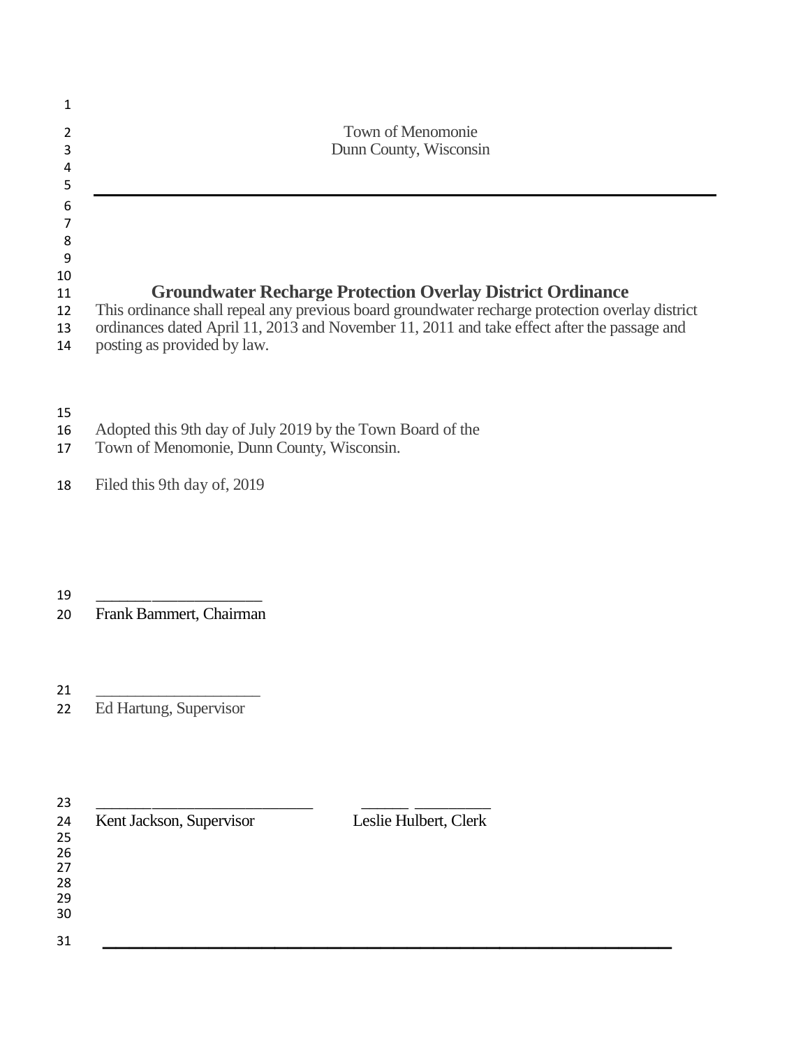Town of Menomonie
Dunn County, Wisconsin

---

# Groundwater Recharge Protection Overlay District Ordinance

This ordinance shall repeal any previous board groundwater recharge protection overlay district ordinances dated April 11, 2013 and November 11, 2011 and take effect after the passage and posting as provided by law.

Adopted this 9th day of July 2019 by the Town Board of the Town of Menomonie, Dunn County, Wisconsin.

Filed this 9th day of, 2019

_____________________
Frank Bammert, Chairman

_____________________
Ed Hartung, Supervisor

___________________________ ______ _________
Kent Jackson, Supervisor Leslie Hulbert, Clerk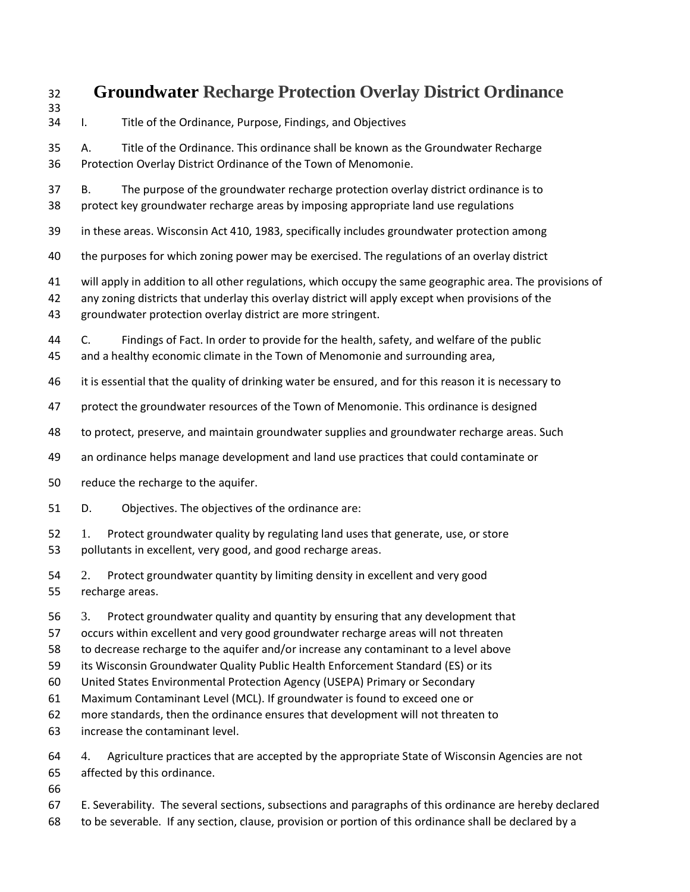# Groundwater Recharge Protection Overlay District Ordinance

I. Title of the Ordinance, Purpose, Findings, and Objectives

A. Title of the Ordinance. This ordinance shall be known as the Groundwater Recharge Protection Overlay District Ordinance of the Town of Menomonie.

B. The purpose of the groundwater recharge protection overlay district ordinance is to protect key groundwater recharge areas by imposing appropriate land use regulations in these areas. Wisconsin Act 410, 1983, specifically includes groundwater protection among the purposes for which zoning power may be exercised. The regulations of an overlay district will apply in addition to all other regulations, which occupy the same geographic area. The provisions of any zoning districts that underlay this overlay district will apply except when provisions of the groundwater protection overlay district are more stringent.

C. Findings of Fact. In order to provide for the health, safety, and welfare of the public and a healthy economic climate in the Town of Menomonie and surrounding area, it is essential that the quality of drinking water be ensured, and for this reason it is necessary to protect the groundwater resources of the Town of Menomonie. This ordinance is designed to protect, preserve, and maintain groundwater supplies and groundwater recharge areas. Such an ordinance helps manage development and land use practices that could contaminate or reduce the recharge to the aquifer.

D. Objectives. The objectives of the ordinance are:

1. Protect groundwater quality by regulating land uses that generate, use, or store pollutants in excellent, very good, and good recharge areas.

2. Protect groundwater quantity by limiting density in excellent and very good recharge areas.

3. Protect groundwater quality and quantity by ensuring that any development that occurs within excellent and very good groundwater recharge areas will not threaten to decrease recharge to the aquifer and/or increase any contaminant to a level above its Wisconsin Groundwater Quality Public Health Enforcement Standard (ES) or its United States Environmental Protection Agency (USEPA) Primary or Secondary Maximum Contaminant Level (MCL). If groundwater is found to exceed one or more standards, then the ordinance ensures that development will not threaten to increase the contaminant level.

4. Agriculture practices that are accepted by the appropriate State of Wisconsin Agencies are not affected by this ordinance.

E. Severability. The several sections, subsections and paragraphs of this ordinance are hereby declared to be severable. If any section, clause, provision or portion of this ordinance shall be declared by a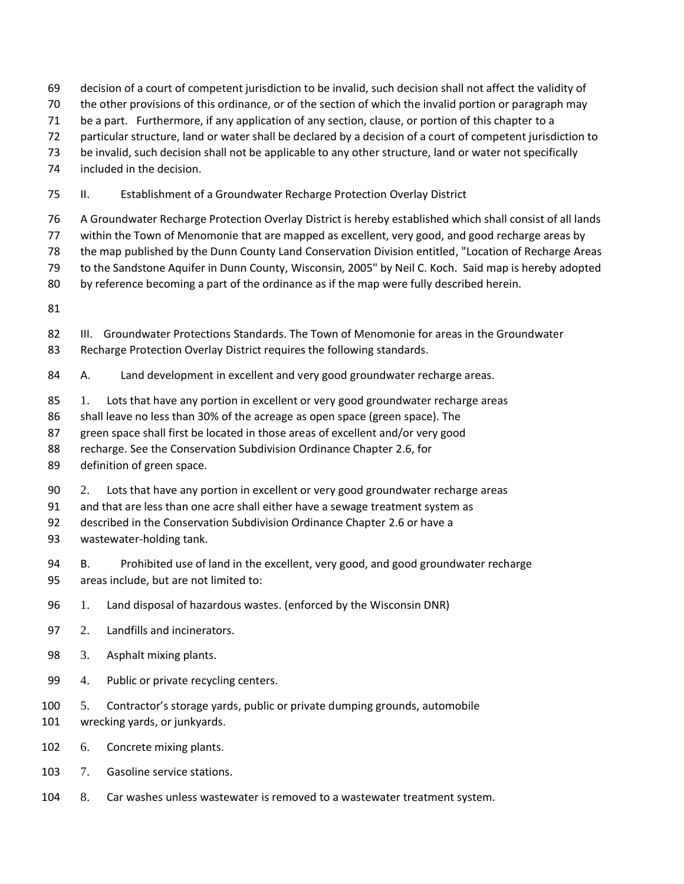decision of a court of competent jurisdiction to be invalid, such decision shall not affect the validity of the other provisions of this ordinance, or of the section of which the invalid portion or paragraph may be a part. Furthermore, if any application of any section, clause, or portion of this chapter to a particular structure, land or water shall be declared by a decision of a court of competent jurisdiction to be invalid, such decision shall not be applicable to any other structure, land or water not specifically included in the decision.

## II. Establishment of a Groundwater Recharge Protection Overlay District

A Groundwater Recharge Protection Overlay District is hereby established which shall consist of all lands within the Town of Menomonie that are mapped as excellent, very good, and good recharge areas by the map published by the Dunn County Land Conservation Division entitled, "Location of Recharge Areas to the Sandstone Aquifer in Dunn County, Wisconsin, 2005" by Neil C. Koch. Said map is hereby adopted by reference becoming a part of the ordinance as if the map were fully described herein.

## III. Groundwater Protections Standards.

The Town of Menomonie for areas in the Groundwater Recharge Protection Overlay District requires the following standards.

### A. Land development in excellent and very good groundwater recharge areas.

1. Lots that have any portion in excellent or very good groundwater recharge areas shall leave no less than 30% of the acreage as open space (green space). The green space shall first be located in those areas of excellent and/or very good recharge. See the Conservation Subdivision Ordinance Chapter 2.6, for definition of green space.

2. Lots that have any portion in excellent or very good groundwater recharge areas and that are less than one acre shall either have a sewage treatment system as described in the Conservation Subdivision Ordinance Chapter 2.6 or have a wastewater-holding tank.

### B. Prohibited use of land in the excellent, very good, and good groundwater recharge areas include, but are not limited to:

1. Land disposal of hazardous wastes. (enforced by the Wisconsin DNR)
2. Landfills and incinerators.
3. Asphalt mixing plants.
4. Public or private recycling centers.
5. Contractor's storage yards, public or private dumping grounds, automobile wrecking yards, or junkyards.
6. Concrete mixing plants.
7. Gasoline service stations.
8. Car washes unless wastewater is removed to a wastewater treatment system.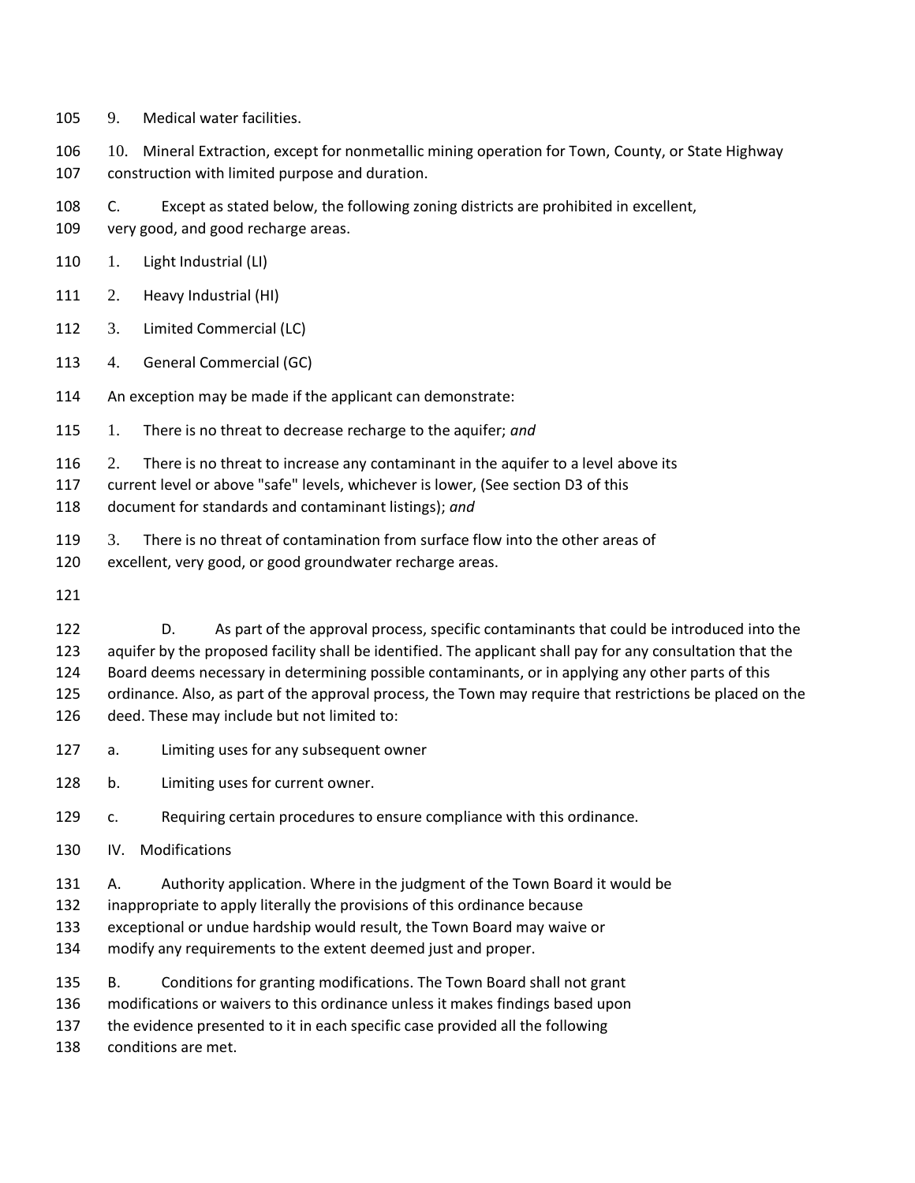9. Medical water facilities.

10. Mineral Extraction, except for nonmetallic mining operation for Town, County, or State Highway construction with limited purpose and duration.

C. Except as stated below, the following zoning districts are prohibited in excellent, very good, and good recharge areas.

1. Light Industrial (LI)
2. Heavy Industrial (HI)
3. Limited Commercial (LC)
4. General Commercial (GC)

An exception may be made if the applicant can demonstrate:

1. There is no threat to decrease recharge to the aquifer; *and*
2. There is no threat to increase any contaminant in the aquifer to a level above its current level or above "safe" levels, whichever is lower, (See section D3 of this document for standards and contaminant listings); *and*
3. There is no threat of contamination from surface flow into the other areas of excellent, very good, or good groundwater recharge areas.

D. As part of the approval process, specific contaminants that could be introduced into the aquifer by the proposed facility shall be identified. The applicant shall pay for any consultation that the Board deems necessary in determining possible contaminants, or in applying any other parts of this ordinance. Also, as part of the approval process, the Town may require that restrictions be placed on the deed. These may include but not limited to:

a. Limiting uses for any subsequent owner

b. Limiting uses for current owner.

c. Requiring certain procedures to ensure compliance with this ordinance.

## IV. Modifications

A. Authority application. Where in the judgment of the Town Board it would be inappropriate to apply literally the provisions of this ordinance because exceptional or undue hardship would result, the Town Board may waive or modify any requirements to the extent deemed just and proper.

B. Conditions for granting modifications. The Town Board shall not grant modifications or waivers to this ordinance unless it makes findings based upon the evidence presented to it in each specific case provided all the following conditions are met.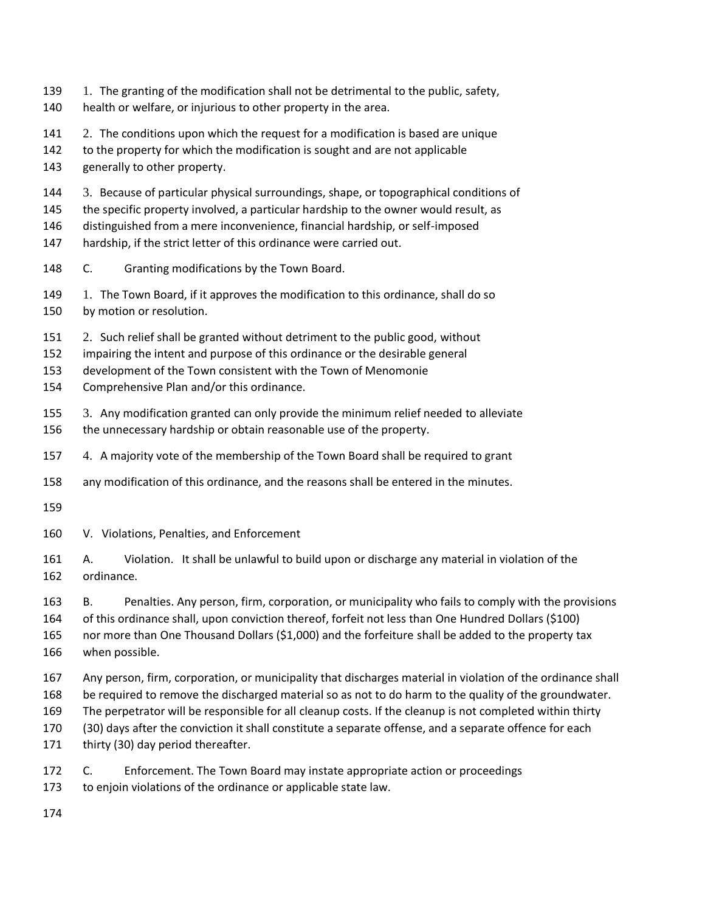1. The granting of the modification shall not be detrimental to the public, safety, health or welfare, or injurious to other property in the area.

2. The conditions upon which the request for a modification is based are unique to the property for which the modification is sought and are not applicable generally to other property.

3. Because of particular physical surroundings, shape, or topographical conditions of the specific property involved, a particular hardship to the owner would result, as distinguished from a mere inconvenience, financial hardship, or self-imposed hardship, if the strict letter of this ordinance were carried out.

C. Granting modifications by the Town Board.

1. The Town Board, if it approves the modification to this ordinance, shall do so by motion or resolution.

2. Such relief shall be granted without detriment to the public good, without impairing the intent and purpose of this ordinance or the desirable general development of the Town consistent with the Town of Menomonie Comprehensive Plan and/or this ordinance.

3. Any modification granted can only provide the minimum relief needed to alleviate the unnecessary hardship or obtain reasonable use of the property.

4. A majority vote of the membership of the Town Board shall be required to grant any modification of this ordinance, and the reasons shall be entered in the minutes.

## V. Violations, Penalties, and Enforcement

A. Violation. It shall be unlawful to build upon or discharge any material in violation of the ordinance.

B. Penalties. Any person, firm, corporation, or municipality who fails to comply with the provisions of this ordinance shall, upon conviction thereof, forfeit not less than One Hundred Dollars ($100) nor more than One Thousand Dollars ($1,000) and the forfeiture shall be added to the property tax when possible.

Any person, firm, corporation, or municipality that discharges material in violation of the ordinance shall be required to remove the discharged material so as not to do harm to the quality of the groundwater. The perpetrator will be responsible for all cleanup costs. If the cleanup is not completed within thirty (30) days after the conviction it shall constitute a separate offense, and a separate offence for each thirty (30) day period thereafter.

C. Enforcement. The Town Board may instate appropriate action or proceedings to enjoin violations of the ordinance or applicable state law.